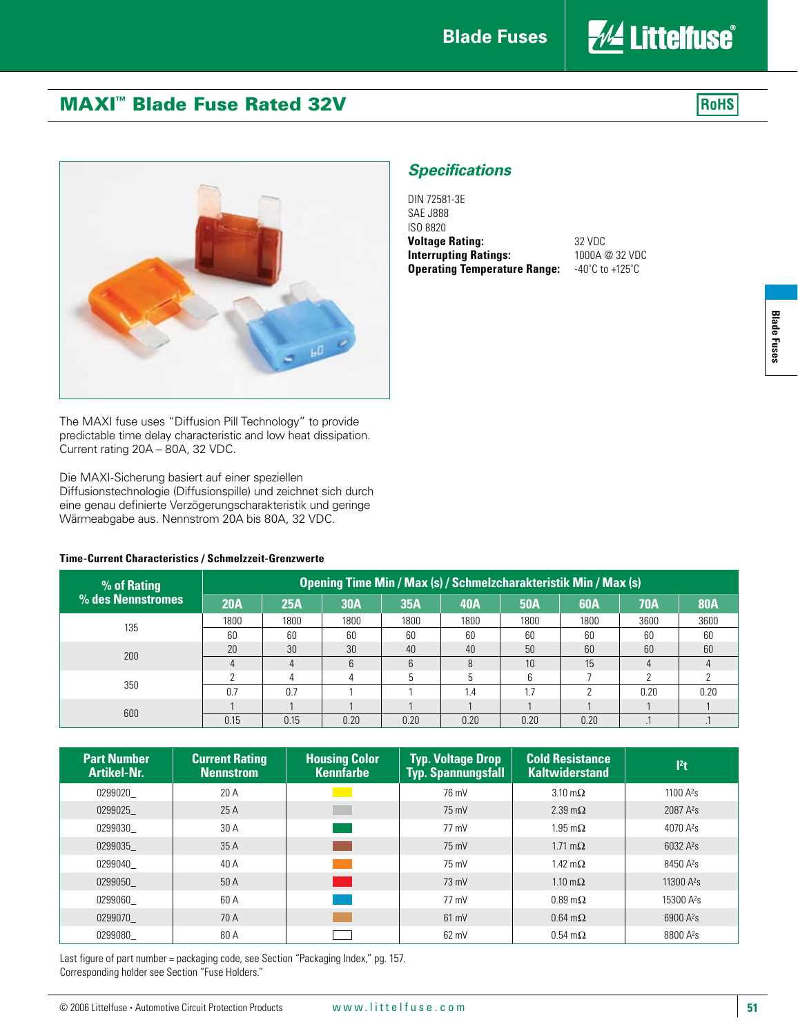# MAXI™ Blade Fuse Rated 32V

RoHS

## Specifications

DIN 72581-3E
SAE J888
ISO 8820

**Voltage Rating:** 32 VDC
**Interrupting Ratings:** 1000A @ 32 VDC
**Operating Temperature Range:** -40°C to +125°C

The MAXI fuse uses "Diffusion Pill Technology" to provide predictable time delay characteristic and low heat dissipation. Current rating 20A – 80A, 32 VDC.

Die MAXI-Sicherung basiert auf einer speziellen Diffusionstechnologie (Diffusionspille) und zeichnet sich durch eine genau definierte Verzögerungscharakteristik und geringe Wärmeabgabe aus. Nennstrom 20A bis 80A, 32 VDC.

**Time-Current Characteristics / Schmelzzeit-Grenzwerte**

| % of Rating / % des Nennstromes | Opening Time Min / Max (s) / Schmelzcharakteristik Min / Max (s) | | | | | | | | |
|---|---|---|---|---|---|---|---|---|---|
| | 20A | 25A | 30A | 35A | 40A | 50A | 60A | 70A | 80A |
| 135 | 1800 | 1800 | 1800 | 1800 | 1800 | 1800 | 1800 | 3600 | 3600 |
| | 60 | 60 | 60 | 60 | 60 | 60 | 60 | 60 | 60 |
| 200 | 20 | 30 | 30 | 40 | 40 | 50 | 60 | 60 | 60 |
| | 4 | 4 | 6 | 6 | 8 | 10 | 15 | 4 | 4 |
| 350 | 2 | 4 | 4 | 5 | 5 | 6 | 7 | 2 | 2 |
| | 0.7 | 0.7 | 1 | 1 | 1.4 | 1.7 | 2 | 0.20 | 0.20 |
| 600 | 1 | 1 | 1 | 1 | 1 | 1 | 1 | 1 | 1 |
| | 0.15 | 0.15 | 0.20 | 0.20 | 0.20 | 0.20 | 0.20 | .1 | .1 |

| Part Number Artikel-Nr. | Current Rating Nennstrom | Housing Color Kennfarbe | Typ. Voltage Drop Typ. Spannungsfall | Cold Resistance Kaltwiderstand | I²t |
|---|---|---|---|---|---|
| 0299020_ | 20 A | (yellow) | 76 mV | 3.10 mΩ | 1100 A²s |
| 0299025_ | 25 A | (gray) | 75 mV | 2.39 mΩ | 2087 A²s |
| 0299030_ | 30 A | (green) | 77 mV | 1.95 mΩ | 4070 A²s |
| 0299035_ | 35 A | (brown) | 75 mV | 1.71 mΩ | 6032 A²s |
| 0299040_ | 40 A | (orange) | 75 mV | 1.42 mΩ | 8450 A²s |
| 0299050_ | 50 A | (red) | 73 mV | 1.10 mΩ | 11300 A²s |
| 0299060_ | 60 A | (blue) | 77 mV | 0.89 mΩ | 15300 A²s |
| 0299070_ | 70 A | (tan) | 61 mV | 0.64 mΩ | 6900 A²s |
| 0299080_ | 80 A | (clear) | 62 mV | 0.54 mΩ | 8800 A²s |

Last figure of part number = packaging code, see Section "Packaging Index," pg. 157.
Corresponding holder see Section "Fuse Holders."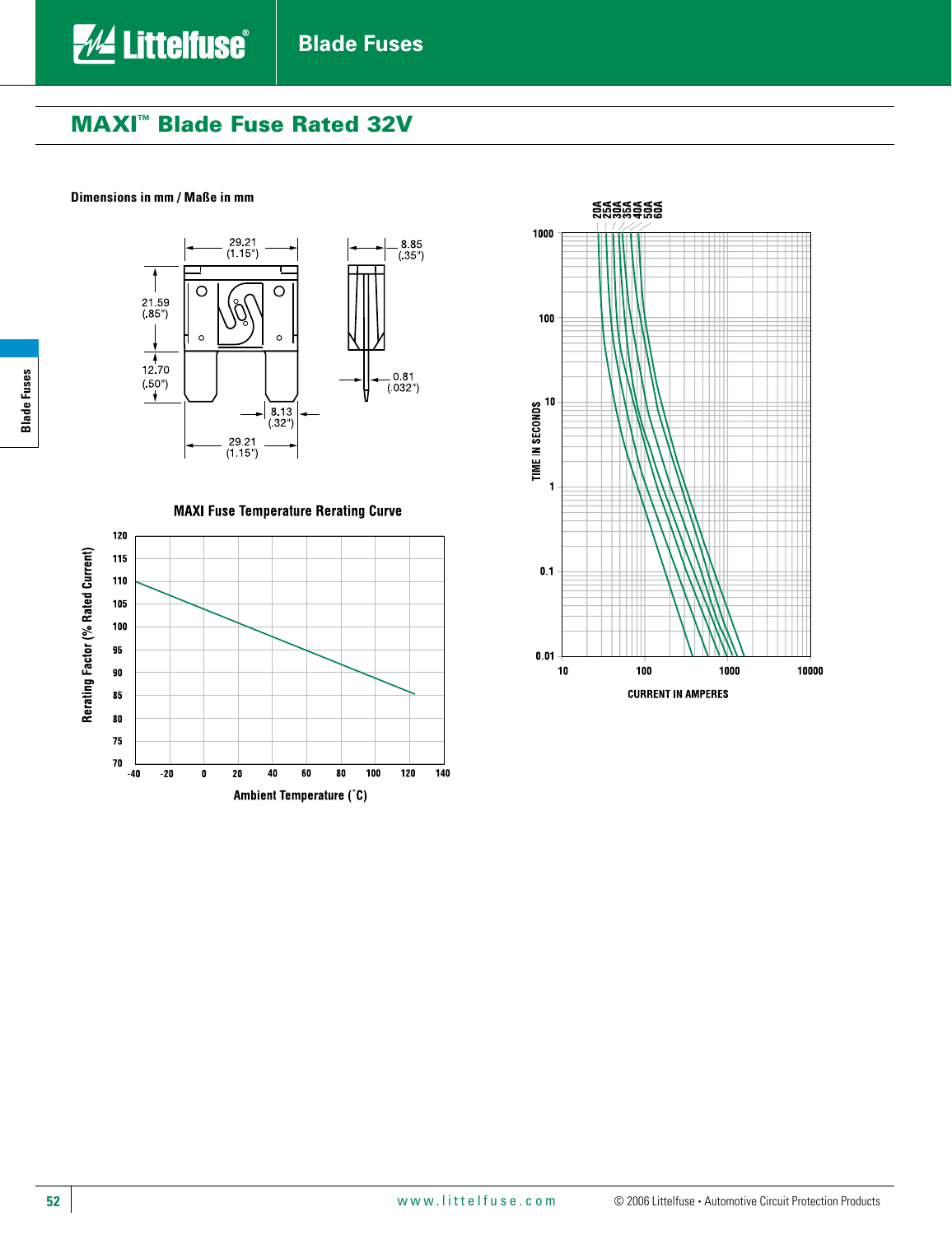## MAXI™ Blade Fuse Rated 32V

**Dimensions in mm / Maße in mm**

29.21
(1.15")

8.85
(.35")

21.59
(.85")

12.70
(.50")

0.81
(.032")

8.13
(.32")

29.21
(1.15")

**MAXI Fuse Temperature Rerating Curve**

Rerating Factor (% Rated Current)

120
115
110
105
100
95
90
85
80
75
70

-40 -20 0 20 40 60 80 100 120 140

Ambient Temperature (˚C)

20A
25A
30A
35A
40A
50A
60A

TIME IN SECONDS

1000
100
10
1
0.1
0.01

10 100 1000 10000

CURRENT IN AMPERES